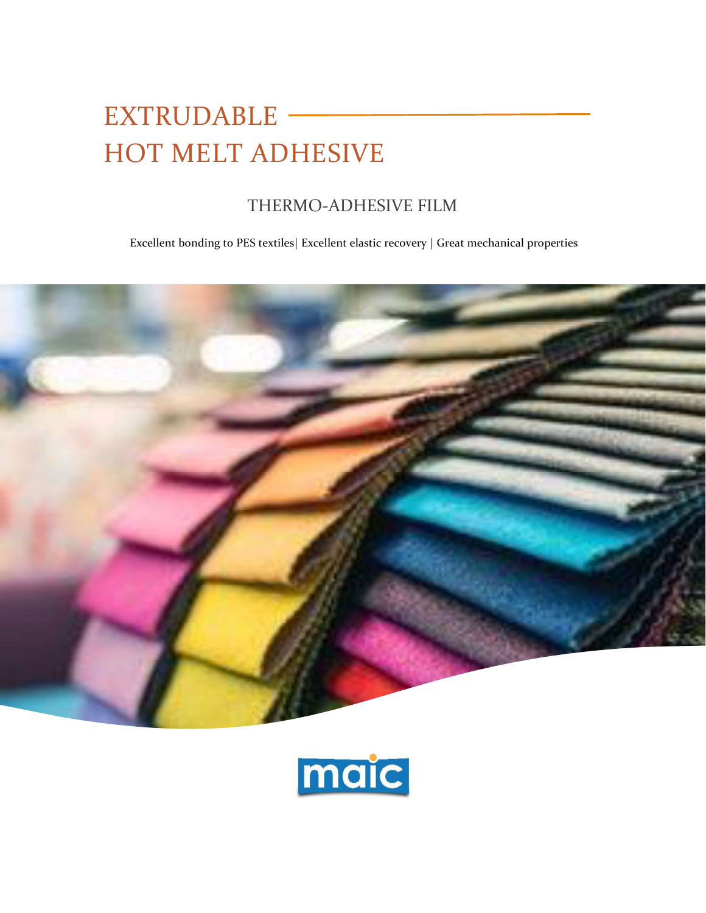# EXTRUDABLE HOT MELT ADHESIVE

## THERMO-ADHESIVE FILM

Excellent bonding to PES textiles| Excellent elastic recovery | Great mechanical properties

maic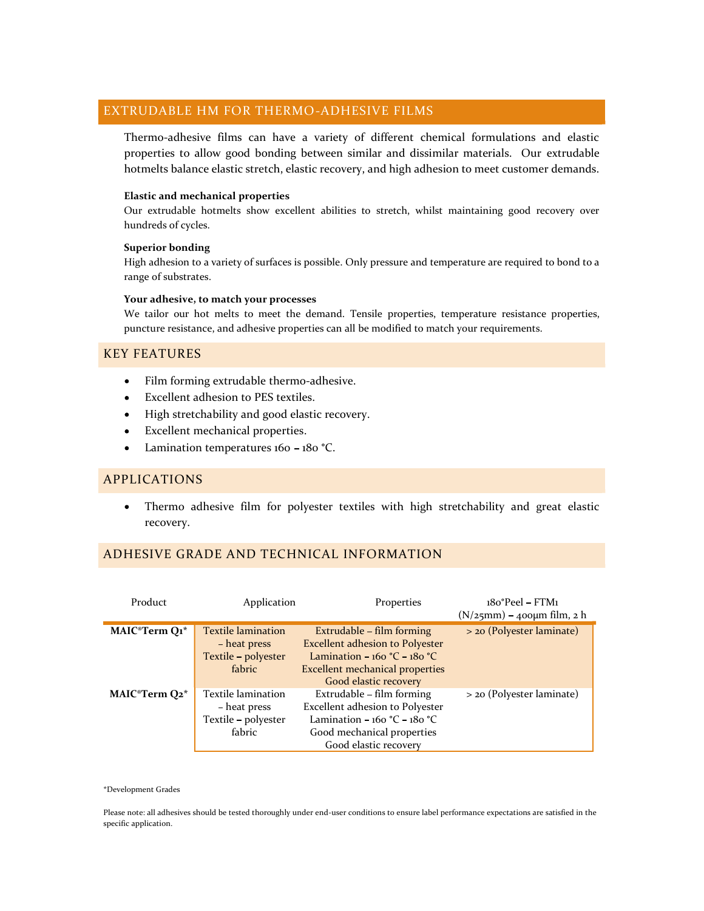## EXTRUDABLE HM FOR THERMO-ADHESIVE FILMS

Thermo-adhesive films can have a variety of different chemical formulations and elastic properties to allow good bonding between similar and dissimilar materials. Our extrudable hotmelts balance elastic stretch, elastic recovery, and high adhesion to meet customer demands.

**Elastic and mechanical properties**

Our extrudable hotmelts show excellent abilities to stretch, whilst maintaining good recovery over hundreds of cycles.

**Superior bonding**

High adhesion to a variety of surfaces is possible. Only pressure and temperature are required to bond to a range of substrates.

**Your adhesive, to match your processes**

We tailor our hot melts to meet the demand. Tensile properties, temperature resistance properties, puncture resistance, and adhesive properties can all be modified to match your requirements.

## KEY FEATURES

- Film forming extrudable thermo-adhesive.
- Excellent adhesion to PES textiles.
- High stretchability and good elastic recovery.
- Excellent mechanical properties.
- Lamination temperatures 160 – 180 °C.

## APPLICATIONS

- Thermo adhesive film for polyester textiles with high stretchability and great elastic recovery.

## ADHESIVE GRADE AND TECHNICAL INFORMATION

| Product | Application | Properties | 180°Peel – FTM1 (N/25mm) – 400µm film, 2 h |
|---|---|---|---|
| **MAIC®Term Q1*** | Textile lamination – heat press<br>Textile – polyester fabric | Extrudable – film forming<br>Excellent adhesion to Polyester<br>Lamination – 160 °C – 180 °C<br>Excellent mechanical properties<br>Good elastic recovery | > 20 (Polyester laminate) |
| **MAIC®Term Q2*** | Textile lamination – heat press<br>Textile – polyester fabric | Extrudable – film forming<br>Excellent adhesion to Polyester<br>Lamination – 160 °C – 180 °C<br>Good mechanical properties<br>Good elastic recovery | > 20 (Polyester laminate) |

*Development Grades

Please note: all adhesives should be tested thoroughly under end-user conditions to ensure label performance expectations are satisfied in the specific application.